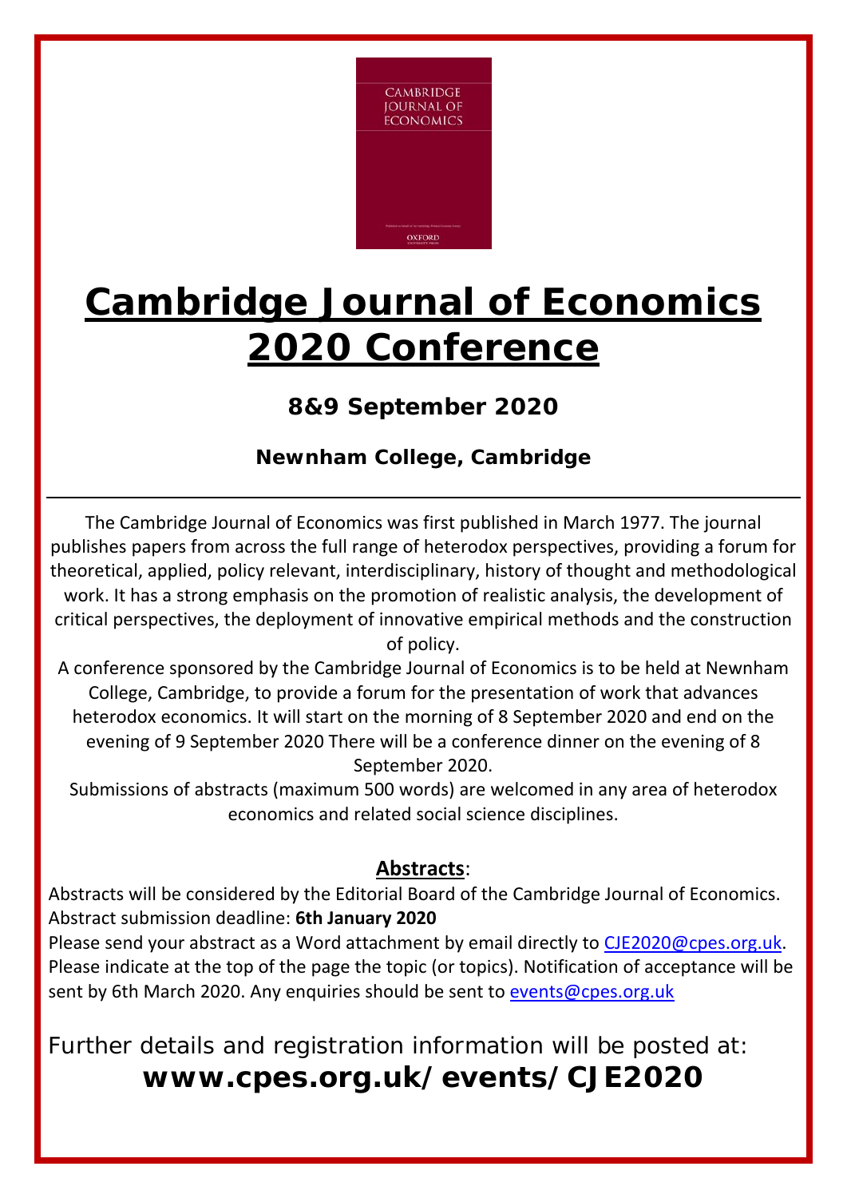# Cambridge Journal of Economics 2020 Conference

### 8&9 September 2020

### Newnham College, Cambridge

---

The Cambridge Journal of Economics was first published in March 1977. The journal publishes papers from across the full range of heterodox perspectives, providing a forum for theoretical, applied, policy relevant, interdisciplinary, history of thought and methodological work. It has a strong emphasis on the promotion of realistic analysis, the development of critical perspectives, the deployment of innovative empirical methods and the construction of policy.

A conference sponsored by the Cambridge Journal of Economics is to be held at Newnham College, Cambridge, to provide a forum for the presentation of work that advances heterodox economics. It will start on the morning of 8 September 2020 and end on the evening of 9 September 2020 There will be a conference dinner on the evening of 8 September 2020.

Submissions of abstracts (maximum 500 words) are welcomed in any area of heterodox economics and related social science disciplines.

**Abstracts**:

Abstracts will be considered by the Editorial Board of the Cambridge Journal of Economics.
Abstract submission deadline: **6th January 2020**
Please send your abstract as a Word attachment by email directly to CJE2020@cpes.org.uk. Please indicate at the top of the page the topic (or topics). Notification of acceptance will be sent by 6th March 2020. Any enquiries should be sent to events@cpes.org.uk

Further details and registration information will be posted at:
**www.cpes.org.uk/events/CJE2020**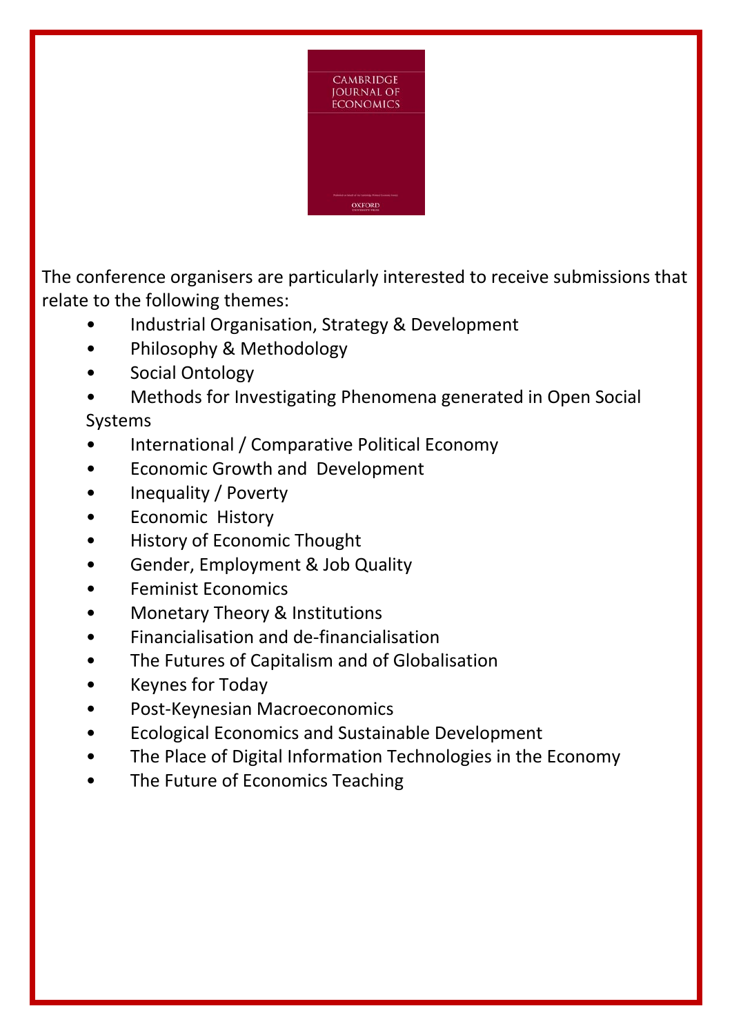The conference organisers are particularly interested to receive submissions that relate to the following themes:

- Industrial Organisation, Strategy & Development
- Philosophy & Methodology
- Social Ontology
- Methods for Investigating Phenomena generated in Open Social Systems
- International / Comparative Political Economy
- Economic Growth and Development
- Inequality / Poverty
- Economic History
- History of Economic Thought
- Gender, Employment & Job Quality
- Feminist Economics
- Monetary Theory & Institutions
- Financialisation and de-financialisation
- The Futures of Capitalism and of Globalisation
- Keynes for Today
- Post-Keynesian Macroeconomics
- Ecological Economics and Sustainable Development
- The Place of Digital Information Technologies in the Economy
- The Future of Economics Teaching